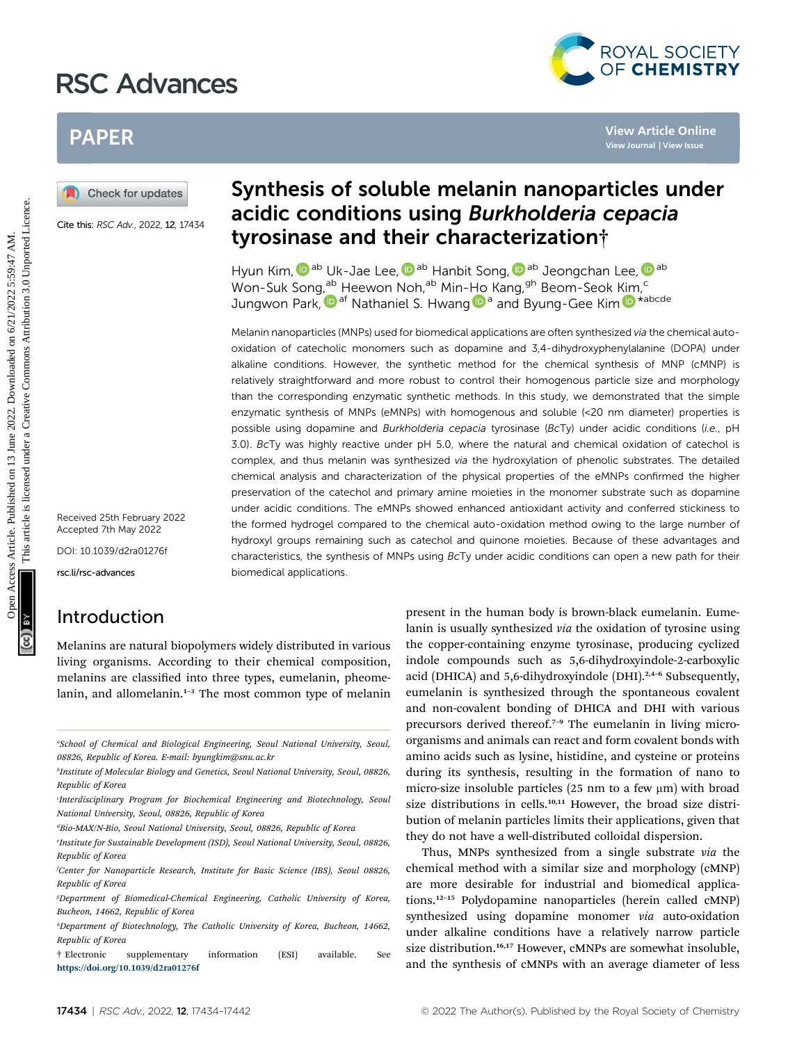# Synthesis of soluble melanin nanoparticles under acidic conditions using *Burkholderia cepacia* tyrosinase and their characterization†

Cite this: *RSC Adv.*, 2022, 12, 17434

Hyun Kim,[ab] Uk-Jae Lee,[ab] Hanbit Song,[ab] Jeongchan Lee,[ab] Won-Suk Song,[ab] Heewon Noh,[ab] Min-Ho Kang,[gh] Beom-Seok Kim,[c] Jungwon Park,[af] Nathaniel S. Hwang[a] and Byung-Gee Kim[*abcde]

Received 25th February 2022
Accepted 7th May 2022

DOI: 10.1039/d2ra01276f

rsc.li/rsc-advances

Melanin nanoparticles (MNPs) used for biomedical applications are often synthesized *via* the chemical auto-oxidation of catecholic monomers such as dopamine and 3,4-dihydroxyphenylalanine (DOPA) under alkaline conditions. However, the synthetic method for the chemical synthesis of MNP (cMNP) is relatively straightforward and more robust to control their homogenous particle size and morphology than the corresponding enzymatic synthetic methods. In this study, we demonstrated that the simple enzymatic synthesis of MNPs (eMNPs) with homogenous and soluble (<20 nm diameter) properties is possible using dopamine and *Burkholderia cepacia* tyrosinase (*Bc*Ty) under acidic conditions (*i.e.*, pH 3.0). *Bc*Ty was highly reactive under pH 5.0, where the natural and chemical oxidation of catechol is complex, and thus melanin was synthesized *via* the hydroxylation of phenolic substrates. The detailed chemical analysis and characterization of the physical properties of the eMNPs confirmed the higher preservation of the catechol and primary amine moieties in the monomer substrate such as dopamine under acidic conditions. The eMNPs showed enhanced antioxidant activity and conferred stickiness to the formed hydrogel compared to the chemical auto-oxidation method owing to the large number of hydroxyl groups remaining such as catechol and quinone moieties. Because of these advantages and characteristics, the synthesis of MNPs using *Bc*Ty under acidic conditions can open a new path for their biomedical applications.

## Introduction

Melanins are natural biopolymers widely distributed in various living organisms. According to their chemical composition, melanins are classified into three types, eumelanin, pheomelanin, and allomelanin.[1–3] The most common type of melanin present in the human body is brown-black eumelanin. Eumelanin is usually synthesized *via* the oxidation of tyrosine using the copper-containing enzyme tyrosinase, producing cyclized indole compounds such as 5,6-dihydroxyindole-2-carboxylic acid (DHICA) and 5,6-dihydroxyindole (DHI).[2,4–6] Subsequently, eumelanin is synthesized through the spontaneous covalent and non-covalent bonding of DHICA and DHI with various precursors derived thereof.[7–9] The eumelanin in living microorganisms and animals can react and form covalent bonds with amino acids such as lysine, histidine, and cysteine or proteins during its synthesis, resulting in the formation of nano to micro-size insoluble particles (25 nm to a few μm) with broad size distributions in cells.[10,11] However, the broad size distribution of melanin particles limits their applications, given that they do not have a well-distributed colloidal dispersion.

Thus, MNPs synthesized from a single substrate *via* the chemical method with a similar size and morphology (cMNP) are more desirable for industrial and biomedical applications.[12–15] Polydopamine nanoparticles (herein called cMNP) synthesized using dopamine monomer *via* auto-oxidation under alkaline conditions have a relatively narrow particle size distribution.[16,17] However, cMNPs are somewhat insoluble, and the synthesis of cMNPs with an average diameter of less

[a] School of Chemical and Biological Engineering, Seoul National University, Seoul, 08826, Republic of Korea. E-mail: byungkim@snu.ac.kr

[b] Institute of Molecular Biology and Genetics, Seoul National University, Seoul, 08826, Republic of Korea

[c] Interdisciplinary Program for Biochemical Engineering and Biotechnology, Seoul National University, Seoul, 08826, Republic of Korea

[d] Bio-MAX/N-Bio, Seoul National University, Seoul, 08826, Republic of Korea

[e] Institute for Sustainable Development (ISD), Seoul National University, Seoul, 08826, Republic of Korea

[f] Center for Nanoparticle Research, Institute for Basic Science (IBS), Seoul 08826, Republic of Korea

[g] Department of Biomedical-Chemical Engineering, Catholic University of Korea, Bucheon, 14662, Republic of Korea

[h] Department of Biotechnology, The Catholic University of Korea, Bucheon, 14662, Republic of Korea

† Electronic supplementary information (ESI) available. See https://doi.org/10.1039/d2ra01276f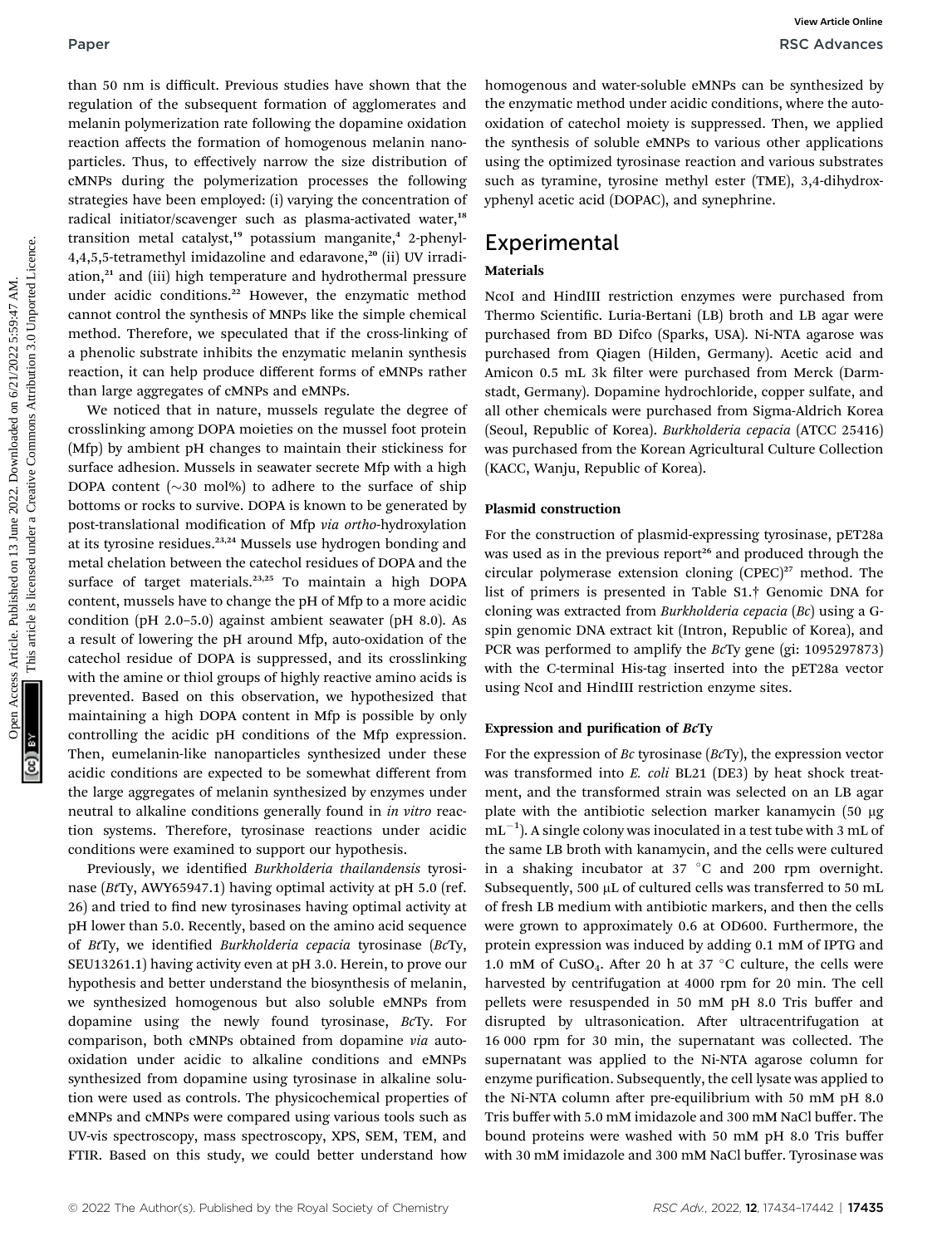than 50 nm is difficult. Previous studies have shown that the regulation of the subsequent formation of agglomerates and melanin polymerization rate following the dopamine oxidation reaction affects the formation of homogenous melanin nanoparticles. Thus, to effectively narrow the size distribution of cMNPs during the polymerization processes the following strategies have been employed: (i) varying the concentration of radical initiator/scavenger such as plasma-activated water,[18] transition metal catalyst,[19] potassium manganite,[4] 2-phenyl-4,4,5,5-tetramethyl imidazoline and edaravone,[20] (ii) UV irradiation,[21] and (iii) high temperature and hydrothermal pressure under acidic conditions.[22] However, the enzymatic method cannot control the synthesis of MNPs like the simple chemical method. Therefore, we speculated that if the cross-linking of a phenolic substrate inhibits the enzymatic melanin synthesis reaction, it can help produce different forms of eMNPs rather than large aggregates of cMNPs and eMNPs.

We noticed that in nature, mussels regulate the degree of crosslinking among DOPA moieties on the mussel foot protein (Mfp) by ambient pH changes to maintain their stickiness for surface adhesion. Mussels in seawater secrete Mfp with a high DOPA content (~30 mol%) to adhere to the surface of ship bottoms or rocks to survive. DOPA is known to be generated by post-translational modification of Mfp *via ortho*-hydroxylation at its tyrosine residues.[23,24] Mussels use hydrogen bonding and metal chelation between the catechol residues of DOPA and the surface of target materials.[23,25] To maintain a high DOPA content, mussels have to change the pH of Mfp to a more acidic condition (pH 2.0–5.0) against ambient seawater (pH 8.0). As a result of lowering the pH around Mfp, auto-oxidation of the catechol residue of DOPA is suppressed, and its crosslinking with the amine or thiol groups of highly reactive amino acids is prevented. Based on this observation, we hypothesized that maintaining a high DOPA content in Mfp is possible by only controlling the acidic pH conditions of the Mfp expression. Then, eumelanin-like nanoparticles synthesized under these acidic conditions are expected to be somewhat different from the large aggregates of melanin synthesized by enzymes under neutral to alkaline conditions generally found in *in vitro* reaction systems. Therefore, tyrosinase reactions under acidic conditions were examined to support our hypothesis.

Previously, we identified *Burkholderia thailandensis* tyrosinase (*Bt*Ty, AWY65947.1) having optimal activity at pH 5.0 (ref. 26) and tried to find new tyrosinases having optimal activity at pH lower than 5.0. Recently, based on the amino acid sequence of *Bt*Ty, we identified *Burkholderia cepacia* tyrosinase (*Bc*Ty, SEU13261.1) having activity even at pH 3.0. Herein, to prove our hypothesis and better understand the biosynthesis of melanin, we synthesized homogenous but also soluble eMNPs from dopamine using the newly found tyrosinase, *Bc*Ty. For comparison, both cMNPs obtained from dopamine *via* auto-oxidation under acidic to alkaline conditions and eMNPs synthesized from dopamine using tyrosinase in alkaline solution were used as controls. The physicochemical properties of eMNPs and cMNPs were compared using various tools such as UV-vis spectroscopy, mass spectroscopy, XPS, SEM, TEM, and FTIR. Based on this study, we could better understand how homogenous and water-soluble eMNPs can be synthesized by the enzymatic method under acidic conditions, where the auto-oxidation of catechol moiety is suppressed. Then, we applied the synthesis of soluble eMNPs to various other applications using the optimized tyrosinase reaction and various substrates such as tyramine, tyrosine methyl ester (TME), 3,4-dihydroxyphenyl acetic acid (DOPAC), and synephrine.

## Experimental

### Materials

NcoI and HindIII restriction enzymes were purchased from Thermo Scientific. Luria-Bertani (LB) broth and LB agar were purchased from BD Difco (Sparks, USA). Ni-NTA agarose was purchased from Qiagen (Hilden, Germany). Acetic acid and Amicon 0.5 mL 3k filter were purchased from Merck (Darmstadt, Germany). Dopamine hydrochloride, copper sulfate, and all other chemicals were purchased from Sigma-Aldrich Korea (Seoul, Republic of Korea). *Burkholderia cepacia* (ATCC 25416) was purchased from the Korean Agricultural Culture Collection (KACC, Wanju, Republic of Korea).

### Plasmid construction

For the construction of plasmid-expressing tyrosinase, pET28a was used as in the previous report[26] and produced through the circular polymerase extension cloning (CPEC)[27] method. The list of primers is presented in Table S1.† Genomic DNA for cloning was extracted from *Burkholderia cepacia* (*Bc*) using a G-spin genomic DNA extract kit (Intron, Republic of Korea), and PCR was performed to amplify the *Bc*Ty gene (gi: 1095297873) with the C-terminal His-tag inserted into the pET28a vector using NcoI and HindIII restriction enzyme sites.

### Expression and purification of *Bc*Ty

For the expression of *Bc* tyrosinase (*Bc*Ty), the expression vector was transformed into *E. coli* BL21 (DE3) by heat shock treatment, and the transformed strain was selected on an LB agar plate with the antibiotic selection marker kanamycin (50 μg $mL^{-1}$). A single colony was inoculated in a test tube with 3 mL of the same LB broth with kanamycin, and the cells were cultured in a shaking incubator at 37 °C and 200 rpm overnight. Subsequently, 500 μL of cultured cells was transferred to 50 mL of fresh LB medium with antibiotic markers, and then the cells were grown to approximately 0.6 at OD600. Furthermore, the protein expression was induced by adding 0.1 mM of IPTG and 1.0 mM of $CuSO_4$. After 20 h at 37 °C culture, the cells were harvested by centrifugation at 4000 rpm for 20 min. The cell pellets were resuspended in 50 mM pH 8.0 Tris buffer and disrupted by ultrasonication. After ultracentrifugation at 16 000 rpm for 30 min, the supernatant was collected. The supernatant was applied to the Ni-NTA agarose column for enzyme purification. Subsequently, the cell lysate was applied to the Ni-NTA column after pre-equilibrium with 50 mM pH 8.0 Tris buffer with 5.0 mM imidazole and 300 mM NaCl buffer. The bound proteins were washed with 50 mM pH 8.0 Tris buffer with 30 mM imidazole and 300 mM NaCl buffer. Tyrosinase was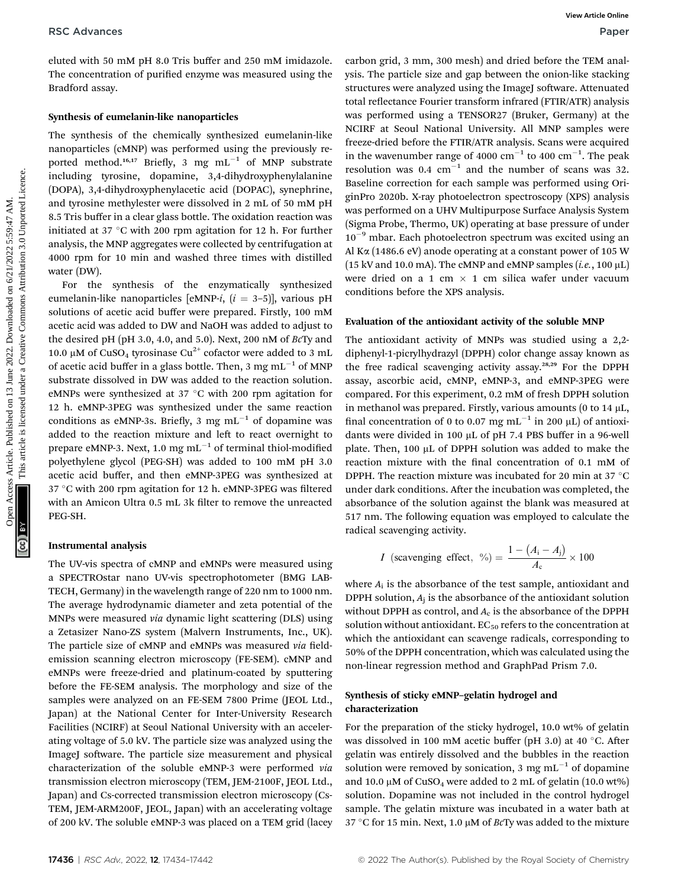eluted with 50 mM pH 8.0 Tris buffer and 250 mM imidazole. The concentration of purified enzyme was measured using the Bradford assay.

### Synthesis of eumelanin-like nanoparticles

The synthesis of the chemically synthesized eumelanin-like nanoparticles (cMNP) was performed using the previously reported method.[16,17] Briefly, 3 mg $mL^{-1}$ of MNP substrate including tyrosine, dopamine, 3,4-dihydroxyphenylalanine (DOPA), 3,4-dihydroxyphenylacetic acid (DOPAC), synephrine, and tyrosine methylester were dissolved in 2 mL of 50 mM pH 8.5 Tris buffer in a clear glass bottle. The oxidation reaction was initiated at 37 °C with 200 rpm agitation for 12 h. For further analysis, the MNP aggregates were collected by centrifugation at 4000 rpm for 10 min and washed three times with distilled water (DW).

For the synthesis of the enzymatically synthesized eumelanin-like nanoparticles [eMNP-*i*, (*i* = 3–5)], various pH solutions of acetic acid buffer were prepared. Firstly, 100 mM acetic acid was added to DW and NaOH was added to adjust to the desired pH (pH 3.0, 4.0, and 5.0). Next, 200 nM of *Bc*Ty and 10.0 μM of $CuSO_4$ tyrosinase $Cu^{2+}$ cofactor were added to 3 mL of acetic acid buffer in a glass bottle. Then, 3 mg $mL^{-1}$ of MNP substrate dissolved in DW was added to the reaction solution. eMNPs were synthesized at 37 °C with 200 rpm agitation for 12 h. eMNP-3PEG was synthesized under the same reaction conditions as eMNP-3s. Briefly, 3 mg $mL^{-1}$ of dopamine was added to the reaction mixture and left to react overnight to prepare eMNP-3. Next, 1.0 mg $mL^{-1}$ of terminal thiol-modified polyethylene glycol (PEG-SH) was added to 100 mM pH 3.0 acetic acid buffer, and then eMNP-3PEG was synthesized at 37 °C with 200 rpm agitation for 12 h. eMNP-3PEG was filtered with an Amicon Ultra 0.5 mL 3k filter to remove the unreacted PEG-SH.

### Instrumental analysis

The UV-vis spectra of cMNP and eMNPs were measured using a SPECTROstar nano UV-vis spectrophotometer (BMG LABTECH, Germany) in the wavelength range of 220 nm to 1000 nm. The average hydrodynamic diameter and zeta potential of the MNPs were measured *via* dynamic light scattering (DLS) using a Zetasizer Nano-ZS system (Malvern Instruments, Inc., UK). The particle size of cMNP and eMNPs was measured *via* field-emission scanning electron microscopy (FE-SEM). cMNP and eMNPs were freeze-dried and platinum-coated by sputtering before the FE-SEM analysis. The morphology and size of the samples were analyzed on an FE-SEM 7800 Prime (JEOL Ltd., Japan) at the National Center for Inter-University Research Facilities (NCIRF) at Seoul National University with an accelerating voltage of 5.0 kV. The particle size was analyzed using the ImageJ software. The particle size measurement and physical characterization of the soluble eMNP-3 were performed *via* transmission electron microscopy (TEM, JEM-2100F, JEOL Ltd., Japan) and Cs-corrected transmission electron microscopy (Cs-TEM, JEM-ARM200F, JEOL, Japan) with an accelerating voltage of 200 kV. The soluble eMNP-3 was placed on a TEM grid (lacey carbon grid, 3 mm, 300 mesh) and dried before the TEM analysis. The particle size and gap between the onion-like stacking structures were analyzed using the ImageJ software. Attenuated total reflectance Fourier transform infrared (FTIR/ATR) analysis was performed using a TENSOR27 (Bruker, Germany) at the NCIRF at Seoul National University. All MNP samples were freeze-dried before the FTIR/ATR analysis. Scans were acquired in the wavenumber range of 4000 $cm^{-1}$ to 400 $cm^{-1}$. The peak resolution was 0.4 $cm^{-1}$ and the number of scans was 32. Baseline correction for each sample was performed using OriginPro 2020b. X-ray photoelectron spectroscopy (XPS) analysis was performed on a UHV Multipurpose Surface Analysis System (Sigma Probe, Thermo, UK) operating at base pressure of under $10^{-9}$ mbar. Each photoelectron spectrum was excited using an Al Kα (1486.6 eV) anode operating at a constant power of 105 W (15 kV and 10.0 mA). The cMNP and eMNP samples (*i.e.*, 100 μL) were dried on a 1 cm × 1 cm silica wafer under vacuum conditions before the XPS analysis.

### Evaluation of the antioxidant activity of the soluble MNP

The antioxidant activity of MNPs was studied using a 2,2-diphenyl-1-picrylhydrazyl (DPPH) color change assay known as the free radical scavenging activity assay.[28,29] For the DPPH assay, ascorbic acid, cMNP, eMNP-3, and eMNP-3PEG were compared. For this experiment, 0.2 mM of fresh DPPH solution in methanol was prepared. Firstly, various amounts (0 to 14 μL, final concentration of 0 to 0.07 mg $mL^{-1}$ in 200 μL) of antioxidants were divided in 100 μL of pH 7.4 PBS buffer in a 96-well plate. Then, 100 μL of DPPH solution was added to make the reaction mixture with the final concentration of 0.1 mM of DPPH. The reaction mixture was incubated for 20 min at 37 °C under dark conditions. After the incubation was completed, the absorbance of the solution against the blank was measured at 517 nm. The following equation was employed to calculate the radical scavenging activity.

$$I\ (\text{scavenging effect, }\%) = \frac{1 - (A_i - A_j)}{A_c} \times 100$$

where $A_i$ is the absorbance of the test sample, antioxidant and DPPH solution, $A_j$ is the absorbance of the antioxidant solution without DPPH as control, and $A_c$ is the absorbance of the DPPH solution without antioxidant. $EC_{50}$ refers to the concentration at which the antioxidant can scavenge radicals, corresponding to 50% of the DPPH concentration, which was calculated using the non-linear regression method and GraphPad Prism 7.0.

### Synthesis of sticky eMNP–gelatin hydrogel and characterization

For the preparation of the sticky hydrogel, 10.0 wt% of gelatin was dissolved in 100 mM acetic buffer (pH 3.0) at 40 °C. After gelatin was entirely dissolved and the bubbles in the reaction solution were removed by sonication, 3 mg $mL^{-1}$ of dopamine and 10.0 μM of $CuSO_4$ were added to 2 mL of gelatin (10.0 wt%) solution. Dopamine was not included in the control hydrogel sample. The gelatin mixture was incubated in a water bath at 37 °C for 15 min. Next, 1.0 μM of *Bc*Ty was added to the mixture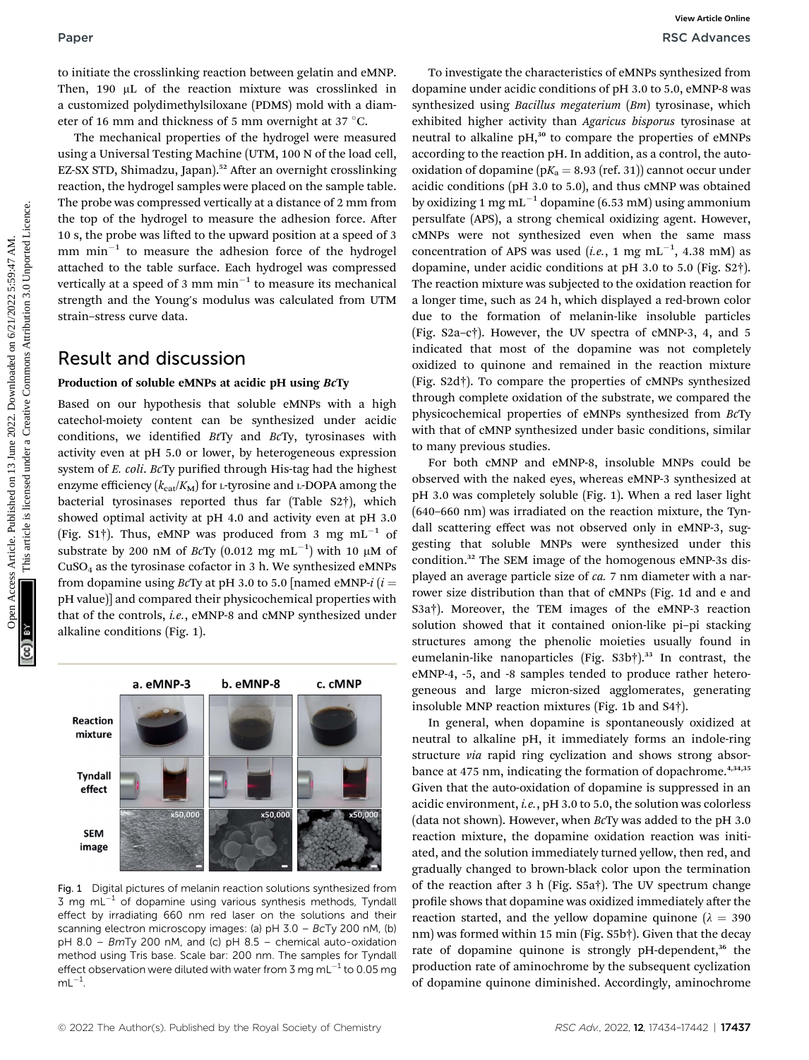to initiate the crosslinking reaction between gelatin and eMNP. Then, 190 μL of the reaction mixture was crosslinked in a customized polydimethylsiloxane (PDMS) mold with a diameter of 16 mm and thickness of 5 mm overnight at 37 °C.

The mechanical properties of the hydrogel were measured using a Universal Testing Machine (UTM, 100 N of the load cell, EZ-SX STD, Shimadzu, Japan).[52] After an overnight crosslinking reaction, the hydrogel samples were placed on the sample table. The probe was compressed vertically at a distance of 2 mm from the top of the hydrogel to measure the adhesion force. After 10 s, the probe was lifted to the upward position at a speed of 3 mm min$^{-1}$ to measure the adhesion force of the hydrogel attached to the table surface. Each hydrogel was compressed vertically at a speed of 3 mm min$^{-1}$ to measure its mechanical strength and the Young's modulus was calculated from UTM strain–stress curve data.

## Result and discussion

### Production of soluble eMNPs at acidic pH using *Bc*Ty

Based on our hypothesis that soluble eMNPs with a high catechol-moiety content can be synthesized under acidic conditions, we identified *Bt*Ty and *Bc*Ty, tyrosinases with activity even at pH 5.0 or lower, by heterogeneous expression system of *E. coli*. *Bc*Ty purified through His-tag had the highest enzyme efficiency ($k_{cat}/K_M$) for L-tyrosine and L-DOPA among the bacterial tyrosinases reported thus far (Table S2†), which showed optimal activity at pH 4.0 and activity even at pH 3.0 (Fig. S1†). Thus, eMNP was produced from 3 mg mL$^{-1}$ of substrate by 200 nM of *Bc*Ty (0.012 mg mL$^{-1}$) with 10 μM of $CuSO_4$ as the tyrosinase cofactor in 3 h. We synthesized eMNPs from dopamine using *Bc*Ty at pH 3.0 to 5.0 [named eMNP-*i* (*i* = pH value)] and compared their physicochemical properties with that of the controls, *i.e.*, eMNP-8 and cMNP synthesized under alkaline conditions (Fig. 1).

Fig. 1 Digital pictures of melanin reaction solutions synthesized from 3 mg mL$^{-1}$ of dopamine using various synthesis methods, Tyndall effect by irradiating 660 nm red laser on the solutions and their scanning electron microscopy images: (a) pH 3.0 – *Bc*Ty 200 nM, (b) pH 8.0 – *Bm*Ty 200 nM, and (c) pH 8.5 – chemical auto-oxidation method using Tris base. Scale bar: 200 nm. The samples for Tyndall effect observation were diluted with water from 3 mg mL$^{-1}$ to 0.05 mg mL$^{-1}$.

To investigate the characteristics of eMNPs synthesized from dopamine under acidic conditions of pH 3.0 to 5.0, eMNP-8 was synthesized using *Bacillus megaterium* (*Bm*) tyrosinase, which exhibited higher activity than *Agaricus bisporus* tyrosinase at neutral to alkaline pH,[30] to compare the properties of eMNPs according to the reaction pH. In addition, as a control, the auto-oxidation of dopamine (p$K_a$ = 8.93 (ref. 31)) cannot occur under acidic conditions (pH 3.0 to 5.0), and thus cMNP was obtained by oxidizing 1 mg mL$^{-1}$ dopamine (6.53 mM) using ammonium persulfate (APS), a strong chemical oxidizing agent. However, cMNPs were not synthesized even when the same mass concentration of APS was used (*i.e.*, 1 mg mL$^{-1}$, 4.38 mM) as dopamine, under acidic conditions at pH 3.0 to 5.0 (Fig. S2†). The reaction mixture was subjected to the oxidation reaction for a longer time, such as 24 h, which displayed a red-brown color due to the formation of melanin-like insoluble particles (Fig. S2a–c†). However, the UV spectra of cMNP-3, 4, and 5 indicated that most of the dopamine was not completely oxidized to quinone and remained in the reaction mixture (Fig. S2d†). To compare the properties of cMNPs synthesized through complete oxidation of the substrate, we compared the physicochemical properties of eMNPs synthesized from *Bc*Ty with that of cMNP synthesized under basic conditions, similar to many previous studies.

For both cMNP and eMNP-8, insoluble MNPs could be observed with the naked eyes, whereas eMNP-3 synthesized at pH 3.0 was completely soluble (Fig. 1). When a red laser light (640–660 nm) was irradiated on the reaction mixture, the Tyndall scattering effect was not observed only in eMNP-3, suggesting that soluble MNPs were synthesized under this condition.[32] The SEM image of the homogenous eMNP-3s displayed an average particle size of *ca.* 7 nm diameter with a narrower size distribution than that of cMNPs (Fig. 1d and e and S3a†). Moreover, the TEM images of the eMNP-3 reaction solution showed that it contained onion-like pi–pi stacking structures among the phenolic moieties usually found in eumelanin-like nanoparticles (Fig. S3b†).[33] In contrast, the eMNP-4, -5, and -8 samples tended to produce rather heterogeneous and large micron-sized agglomerates, generating insoluble MNP reaction mixtures (Fig. 1b and S4†).

In general, when dopamine is spontaneously oxidized at neutral to alkaline pH, it immediately forms an indole-ring structure *via* rapid ring cyclization and shows strong absorbance at 475 nm, indicating the formation of dopachrome.[4,34,35] Given that the auto-oxidation of dopamine is suppressed in an acidic environment, *i.e.*, pH 3.0 to 5.0, the solution was colorless (data not shown). However, when *Bc*Ty was added to the pH 3.0 reaction mixture, the dopamine oxidation reaction was initiated, and the solution immediately turned yellow, then red, and gradually changed to brown-black color upon the termination of the reaction after 3 h (Fig. S5a†). The UV spectrum change profile shows that dopamine was oxidized immediately after the reaction started, and the yellow dopamine quinone (λ = 390 nm) was formed within 15 min (Fig. S5b†). Given that the decay rate of dopamine quinone is strongly pH-dependent,[36] the production rate of aminochrome by the subsequent cyclization of dopamine quinone diminished. Accordingly, aminochrome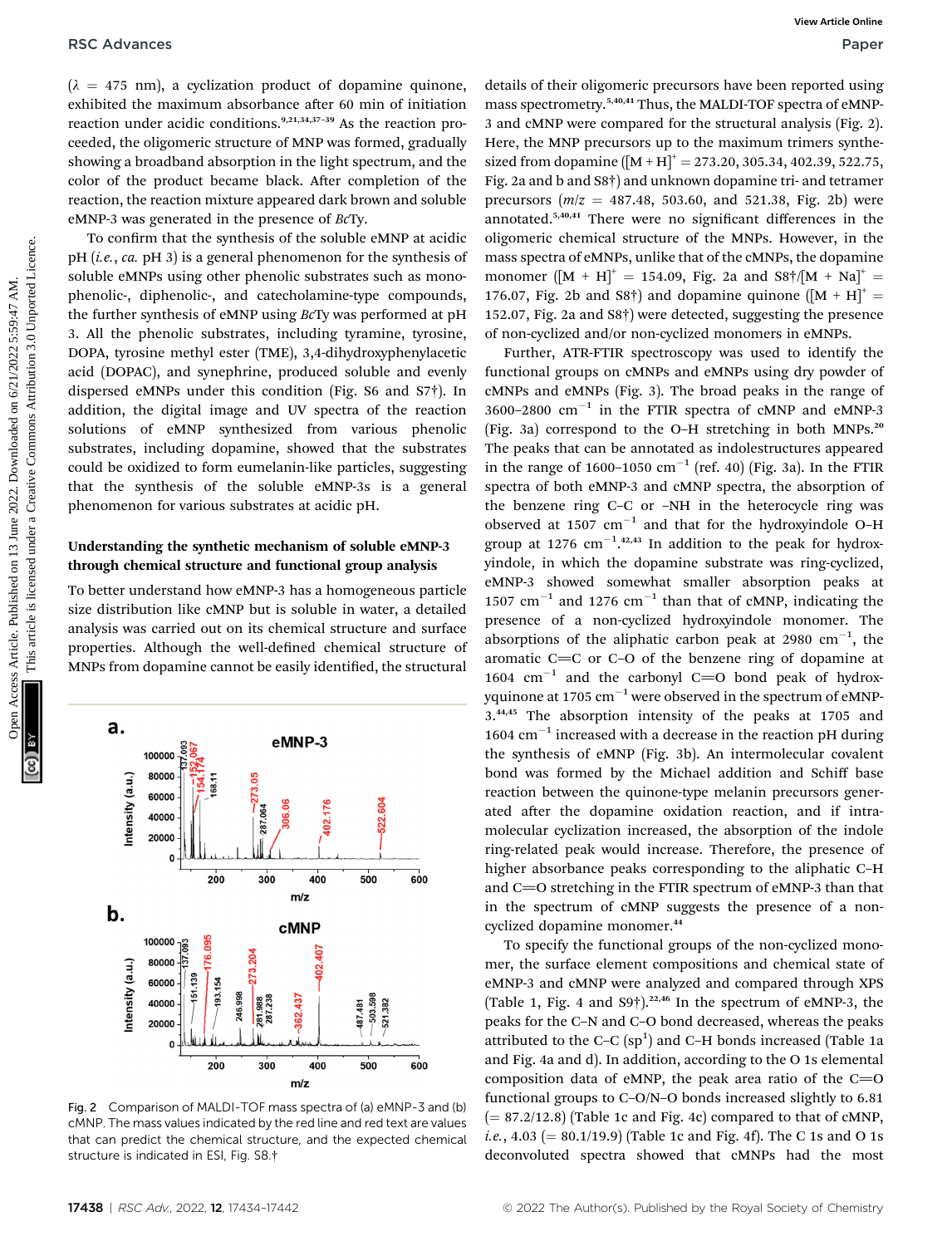($\lambda$ = 475 nm), a cyclization product of dopamine quinone, exhibited the maximum absorbance after 60 min of initiation reaction under acidic conditions.[9,21,34,37–39] As the reaction proceeded, the oligomeric structure of MNP was formed, gradually showing a broadband absorption in the light spectrum, and the color of the product became black. After completion of the reaction, the reaction mixture appeared dark brown and soluble eMNP-3 was generated in the presence of *Bc*Ty.

To confirm that the synthesis of the soluble eMNP at acidic pH (*i.e.*, *ca.* pH 3) is a general phenomenon for the synthesis of soluble eMNPs using other phenolic substrates such as monophenolic-, diphenolic-, and catecholamine-type compounds, the further synthesis of eMNP using *Bc*Ty was performed at pH 3. All the phenolic substrates, including tyramine, tyrosine, DOPA, tyrosine methyl ester (TME), 3,4-dihydroxyphenylacetic acid (DOPAC), and synephrine, produced soluble and evenly dispersed eMNPs under this condition (Fig. S6 and S7†). In addition, the digital image and UV spectra of the reaction solutions of eMNP synthesized from various phenolic substrates, including dopamine, showed that the substrates could be oxidized to form eumelanin-like particles, suggesting that the synthesis of the soluble eMNP-3s is a general phenomenon for various substrates at acidic pH.

### Understanding the synthetic mechanism of soluble eMNP-3 through chemical structure and functional group analysis

To better understand how eMNP-3 has a homogeneous particle size distribution like cMNP but is soluble in water, a detailed analysis was carried out on its chemical structure and surface properties. Although the well-defined chemical structure of MNPs from dopamine cannot be easily identified, the structural details of their oligomeric precursors have been reported using mass spectrometry.[5,40,41] Thus, the MALDI-TOF spectra of eMNP-3 and cMNP were compared for the structural analysis (Fig. 2). Here, the MNP precursors up to the maximum trimers synthesized from dopamine ($[M + H]^+$ = 273.20, 305.34, 402.39, 522.75, Fig. 2a and b and S8†) and unknown dopamine tri- and tetramer precursors ($m/z$ = 487.48, 503.60, and 521.38, Fig. 2b) were annotated.[5,40,41] There were no significant differences in the oligomeric chemical structure of the MNPs. However, in the mass spectra of eMNPs, unlike that of the cMNPs, the dopamine monomer ($[M + H]^+$ = 154.09, Fig. 2a and S8†/$[M + Na]^+$ = 176.07, Fig. 2b and S8†) and dopamine quinone ($[M + H]^+$ = 152.07, Fig. 2a and S8†) were detected, suggesting the presence of non-cyclized and/or non-cyclized monomers in eMNPs.

Further, ATR-FTIR spectroscopy was used to identify the functional groups on cMNPs and eMNPs using dry powder of cMNPs and eMNPs (Fig. 3). The broad peaks in the range of 3600–2800 cm$^{-1}$ in the FTIR spectra of cMNP and eMNP-3 (Fig. 3a) correspond to the O–H stretching in both MNPs.[20] The peaks that can be annotated as indolestructures appeared in the range of 1600–1050 cm$^{-1}$ (ref. 40) (Fig. 3a). In the FTIR spectra of both eMNP-3 and cMNP spectra, the absorption of the benzene ring C–C or –NH in the heterocycle ring was observed at 1507 cm$^{-1}$ and that for the hydroxyindole O–H group at 1276 cm$^{-1}$.[42,43] In addition to the peak for hydroxyindole, in which the dopamine substrate was ring-cyclized, eMNP-3 showed somewhat smaller absorption peaks at 1507 cm$^{-1}$ and 1276 cm$^{-1}$ than that of cMNP, indicating the presence of a non-cyclized hydroxyindole monomer. The absorptions of the aliphatic carbon peak at 2980 cm$^{-1}$, the aromatic C=C or C–O of the benzene ring of dopamine at 1604 cm$^{-1}$ and the carbonyl C=O bond peak of hydroxyquinone at 1705 cm$^{-1}$ were observed in the spectrum of eMNP-3.[44,45] The absorption intensity of the peaks at 1705 and 1604 cm$^{-1}$ increased with a decrease in the reaction pH during the synthesis of eMNP (Fig. 3b). An intermolecular covalent bond was formed by the Michael addition and Schiff base reaction between the quinone-type melanin precursors generated after the dopamine oxidation reaction, and if intramolecular cyclization increased, the absorption of the indole ring-related peak would increase. Therefore, the presence of higher absorbance peaks corresponding to the aliphatic C–H and C=O stretching in the FTIR spectrum of eMNP-3 than that in the spectrum of cMNP suggests the presence of a non-cyclized dopamine monomer.[44]

To specify the functional groups of the non-cyclized monomer, the surface element compositions and chemical state of eMNP-3 and cMNP were analyzed and compared through XPS (Table 1, Fig. 4 and S9†).[22,46] In the spectrum of eMNP-3, the peaks for the C–N and C–O bond decreased, whereas the peaks attributed to the C–C (sp$^1$) and C–H bonds increased (Table 1a and Fig. 4a and d). In addition, according to the O 1s elemental composition data of eMNP, the peak area ratio of the C=O functional groups to C–O/N–O bonds increased slightly to 6.81 (= 87.2/12.8) (Table 1c and Fig. 4c) compared to that of cMNP, *i.e.*, 4.03 (= 80.1/19.9) (Table 1c and Fig. 4f). The C 1s and O 1s deconvoluted spectra showed that cMNPs had the most

Fig. 2 Comparison of MALDI-TOF mass spectra of (a) eMNP-3 and (b) cMNP. The mass values indicated by the red line and red text are values that can predict the chemical structure, and the expected chemical structure is indicated in ESI, Fig. S8.†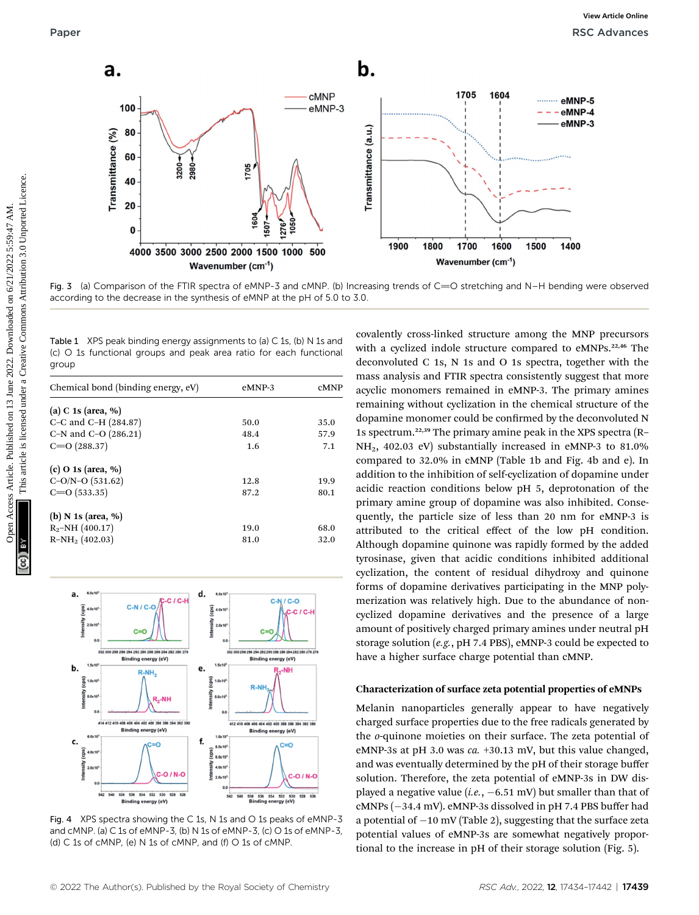Fig. 3 (a) Comparison of the FTIR spectra of eMNP-3 and cMNP. (b) Increasing trends of C=O stretching and N–H bending were observed according to the decrease in the synthesis of eMNP at the pH of 5.0 to 3.0.

Table 1 XPS peak binding energy assignments to (a) C 1s, (b) N 1s and (c) O 1s functional groups and peak area ratio for each functional group

| Chemical bond (binding energy, eV) | eMNP-3 | cMNP |
|---|---|---|
| **(a) C 1s (area, %)** | | |
| C–C and C–H (284.87) | 50.0 | 35.0 |
| C–N and C–O (286.21) | 48.4 | 57.9 |
| C=O (288.37) | 1.6 | 7.1 |
| **(c) O 1s (area, %)** | | |
| C–O/N–O (531.62) | 12.8 | 19.9 |
| C=O (533.35) | 87.2 | 80.1 |
| **(b) N 1s (area, %)** | | |
| $R_2$–NH (400.17) | 19.0 | 68.0 |
| R–$NH_2$ (402.03) | 81.0 | 32.0 |

Fig. 4 XPS spectra showing the C 1s, N 1s and O 1s peaks of eMNP-3 and cMNP. (a) C 1s of eMNP-3, (b) N 1s of eMNP-3, (c) O 1s of eMNP-3, (d) C 1s of cMNP, (e) N 1s of cMNP, and (f) O 1s of cMNP.

covalently cross-linked structure among the MNP precursors with a cyclized indole structure compared to eMNPs.[22,46] The deconvoluted C 1s, N 1s and O 1s spectra, together with the mass analysis and FTIR spectra consistently suggest that more acyclic monomers remained in eMNP-3. The primary amines remaining without cyclization in the chemical structure of the dopamine monomer could be confirmed by the deconvoluted N 1s spectrum.[22,39] The primary amine peak in the XPS spectra (R–$NH_2$, 402.03 eV) substantially increased in eMNP-3 to 81.0% compared to 32.0% in cMNP (Table 1b and Fig. 4b and e). In addition to the inhibition of self-cyclization of dopamine under acidic reaction conditions below pH 5, deprotonation of the primary amine group of dopamine was also inhibited. Consequently, the particle size of less than 20 nm for eMNP-3 is attributed to the critical effect of the low pH condition. Although dopamine quinone was rapidly formed by the added tyrosinase, given that acidic conditions inhibited additional cyclization, the content of residual dihydroxy and quinone forms of dopamine derivatives participating in the MNP polymerization was relatively high. Due to the abundance of non-cyclized dopamine derivatives and the presence of a large amount of positively charged primary amines under neutral pH storage solution (*e.g.*, pH 7.4 PBS), eMNP-3 could be expected to have a higher surface charge potential than cMNP.

### Characterization of surface zeta potential properties of eMNPs

Melanin nanoparticles generally appear to have negatively charged surface properties due to the free radicals generated by the *o*-quinone moieties on their surface. The zeta potential of eMNP-3s at pH 3.0 was *ca.* +30.13 mV, but this value changed, and was eventually determined by the pH of their storage buffer solution. Therefore, the zeta potential of eMNP-3s in DW displayed a negative value (*i.e.*, −6.51 mV) but smaller than that of cMNPs (−34.4 mV). eMNP-3s dissolved in pH 7.4 PBS buffer had a potential of −10 mV (Table 2), suggesting that the surface zeta potential values of eMNP-3s are somewhat negatively proportional to the increase in pH of their storage solution (Fig. 5).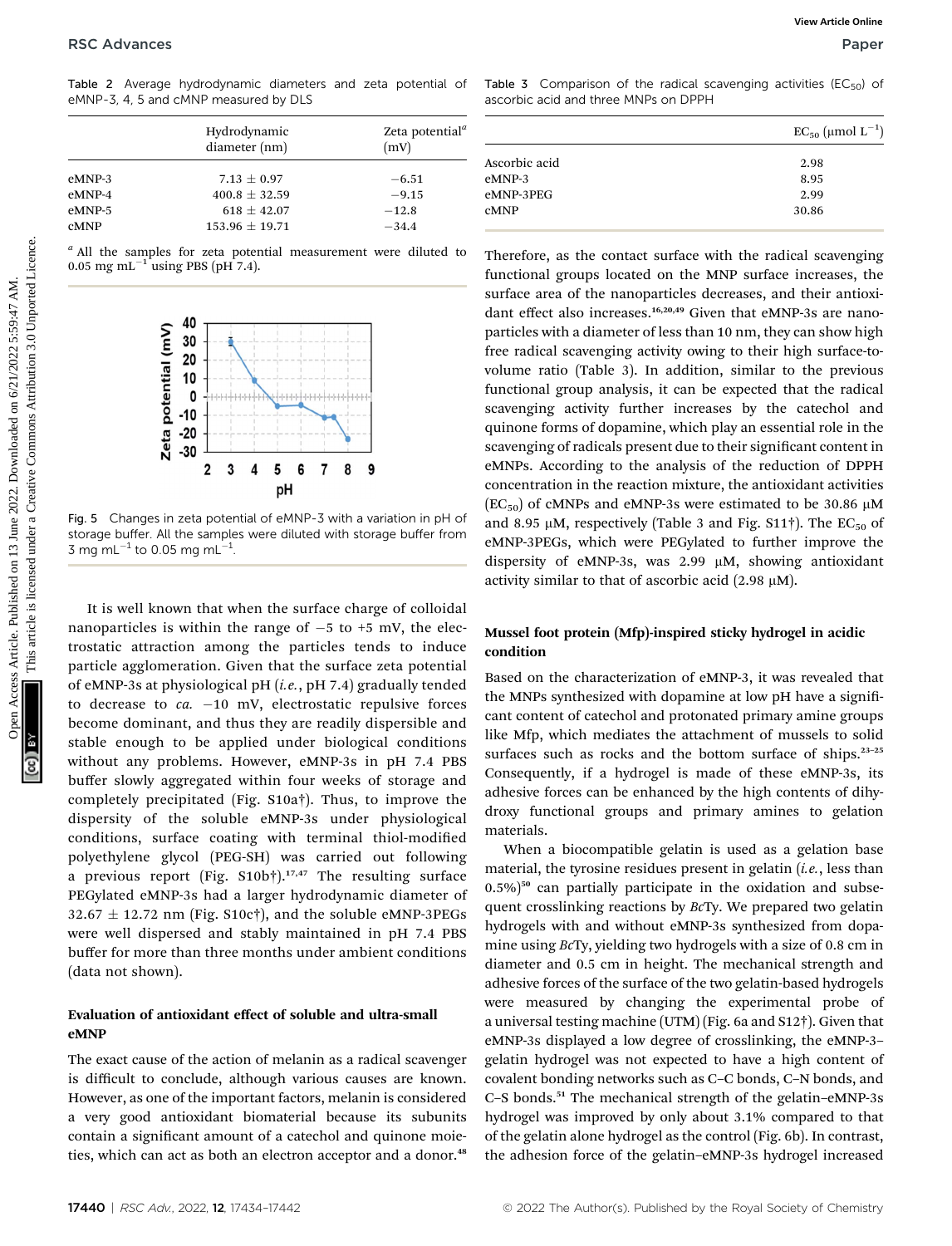Table 2 Average hydrodynamic diameters and zeta potential of eMNP-3, 4, 5 and cMNP measured by DLS

| | Hydrodynamic diameter (nm) | Zeta potential[a] (mV) |
|---|---|---|
| eMNP-3 | 7.13 ± 0.97 | −6.51 |
| eMNP-4 | 400.8 ± 32.59 | −9.15 |
| eMNP-5 | 618 ± 42.07 | −12.8 |
| cMNP | 153.96 ± 19.71 | −34.4 |

[a] All the samples for zeta potential measurement were diluted to 0.05 mg $mL^{-1}$ using PBS (pH 7.4).

Fig. 5 Changes in zeta potential of eMNP-3 with a variation in pH of storage buffer. All the samples were diluted with storage buffer from 3 mg $mL^{-1}$ to 0.05 mg $mL^{-1}$.

It is well known that when the surface charge of colloidal nanoparticles is within the range of −5 to +5 mV, the electrostatic attraction among the particles tends to induce particle agglomeration. Given that the surface zeta potential of eMNP-3s at physiological pH (*i.e.*, pH 7.4) gradually tended to decrease to *ca.* −10 mV, electrostatic repulsive forces become dominant, and thus they are readily dispersible and stable enough to be applied under biological conditions without any problems. However, eMNP-3s in pH 7.4 PBS buffer slowly aggregated within four weeks of storage and completely precipitated (Fig. S10a†). Thus, to improve the dispersity of the soluble eMNP-3s under physiological conditions, surface coating with terminal thiol-modified polyethylene glycol (PEG-SH) was carried out following a previous report (Fig. S10b†).[17,47] The resulting surface PEGylated eMNP-3s had a larger hydrodynamic diameter of 32.67 ± 12.72 nm (Fig. S10c†), and the soluble eMNP-3PEGs were well dispersed and stably maintained in pH 7.4 PBS buffer for more than three months under ambient conditions (data not shown).

### Evaluation of antioxidant effect of soluble and ultra-small eMNP

The exact cause of the action of melanin as a radical scavenger is difficult to conclude, although various causes are known. However, as one of the important factors, melanin is considered a very good antioxidant biomaterial because its subunits contain a significant amount of a catechol and quinone moieties, which can act as both an electron acceptor and a donor.[48]

Table 3 Comparison of the radical scavenging activities ($EC_{50}$) of ascorbic acid and three MNPs on DPPH

| | $EC_{50}$ (μmol $L^{-1}$) |
|---|---|
| Ascorbic acid | 2.98 |
| eMNP-3 | 8.95 |
| eMNP-3PEG | 2.99 |
| cMNP | 30.86 |

Therefore, as the contact surface with the radical scavenging functional groups located on the MNP surface increases, the surface area of the nanoparticles decreases, and their antioxidant effect also increases.[16,20,49] Given that eMNP-3s are nanoparticles with a diameter of less than 10 nm, they can show high free radical scavenging activity owing to their high surface-to-volume ratio (Table 3). In addition, similar to the previous functional group analysis, it can be expected that the radical scavenging activity further increases by the catechol and quinone forms of dopamine, which play an essential role in the scavenging of radicals present due to their significant content in eMNPs. According to the analysis of the reduction of DPPH concentration in the reaction mixture, the antioxidant activities ($EC_{50}$) of cMNPs and eMNP-3s were estimated to be 30.86 μM and 8.95 μM, respectively (Table 3 and Fig. S11†). The $EC_{50}$ of eMNP-3PEGs, which were PEGylated to further improve the dispersity of eMNP-3s, was 2.99 μM, showing antioxidant activity similar to that of ascorbic acid (2.98 μM).

### Mussel foot protein (Mfp)-inspired sticky hydrogel in acidic condition

Based on the characterization of eMNP-3, it was revealed that the MNPs synthesized with dopamine at low pH have a significant content of catechol and protonated primary amine groups like Mfp, which mediates the attachment of mussels to solid surfaces such as rocks and the bottom surface of ships.[23–25] Consequently, if a hydrogel is made of these eMNP-3s, its adhesive forces can be enhanced by the high contents of dihydroxy functional groups and primary amines to gelation materials.

When a biocompatible gelatin is used as a gelation base material, the tyrosine residues present in gelatin (*i.e.*, less than 0.5%)[50] can partially participate in the oxidation and subsequent crosslinking reactions by *Bc*Ty. We prepared two gelatin hydrogels with and without eMNP-3s synthesized from dopamine using *Bc*Ty, yielding two hydrogels with a size of 0.8 cm in diameter and 0.5 cm in height. The mechanical strength and adhesive forces of the surface of the two gelatin-based hydrogels were measured by changing the experimental probe of a universal testing machine (UTM) (Fig. 6a and S12†). Given that eMNP-3s displayed a low degree of crosslinking, the eMNP-3–gelatin hydrogel was not expected to have a high content of covalent bonding networks such as C–C bonds, C–N bonds, and C–S bonds.[51] The mechanical strength of the gelatin–eMNP-3s hydrogel was improved by only about 3.1% compared to that of the gelatin alone hydrogel as the control (Fig. 6b). In contrast, the adhesion force of the gelatin–eMNP-3s hydrogel increased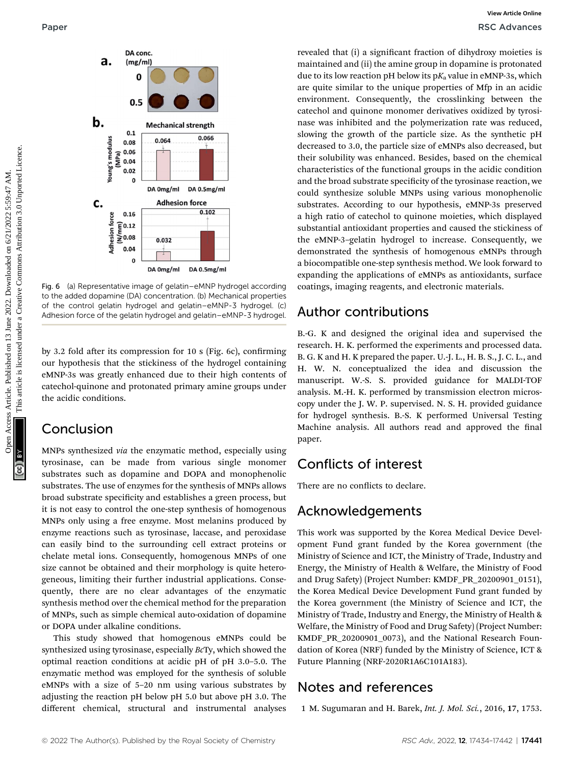Fig. 6 (a) Representative image of gelatin–eMNP hydrogel according to the added dopamine (DA) concentration. (b) Mechanical properties of the control gelatin hydrogel and gelatin–eMNP-3 hydrogel. (c) Adhesion force of the gelatin hydrogel and gelatin–eMNP-3 hydrogel.

by 3.2 fold after its compression for 10 s (Fig. 6c), confirming our hypothesis that the stickiness of the hydrogel containing eMNP-3s was greatly enhanced due to their high contents of catechol-quinone and protonated primary amine groups under the acidic conditions.

## Conclusion

MNPs synthesized *via* the enzymatic method, especially using tyrosinase, can be made from various single monomer substrates such as dopamine and DOPA and monophenolic substrates. The use of enzymes for the synthesis of MNPs allows broad substrate specificity and establishes a green process, but it is not easy to control the one-step synthesis of homogenous MNPs only using a free enzyme. Most melanins produced by enzyme reactions such as tyrosinase, laccase, and peroxidase can easily bind to the surrounding cell extract proteins or chelate metal ions. Consequently, homogenous MNPs of one size cannot be obtained and their morphology is quite heterogeneous, limiting their further industrial applications. Consequently, there are no clear advantages of the enzymatic synthesis method over the chemical method for the preparation of MNPs, such as simple chemical auto-oxidation of dopamine or DOPA under alkaline conditions.

This study showed that homogenous eMNPs could be synthesized using tyrosinase, especially *Bc*Ty, which showed the optimal reaction conditions at acidic pH of pH 3.0–5.0. The enzymatic method was employed for the synthesis of soluble eMNPs with a size of 5–20 nm using various substrates by adjusting the reaction pH below pH 5.0 but above pH 3.0. The different chemical, structural and instrumental analyses revealed that (i) a significant fraction of dihydroxy moieties is maintained and (ii) the amine group in dopamine is protonated due to its low reaction pH below its p$K_a$ value in eMNP-3s, which are quite similar to the unique properties of Mfp in an acidic environment. Consequently, the crosslinking between the catechol and quinone monomer derivatives oxidized by tyrosinase was inhibited and the polymerization rate was reduced, slowing the growth of the particle size. As the synthetic pH decreased to 3.0, the particle size of eMNPs also decreased, but their solubility was enhanced. Besides, based on the chemical characteristics of the functional groups in the acidic condition and the broad substrate specificity of the tyrosinase reaction, we could synthesize soluble MNPs using various monophenolic substrates. According to our hypothesis, eMNP-3s preserved a high ratio of catechol to quinone moieties, which displayed substantial antioxidant properties and caused the stickiness of the eMNP-3–gelatin hydrogel to increase. Consequently, we demonstrated the synthesis of homogenous eMNPs through a biocompatible one-step synthesis method. We look forward to expanding the applications of eMNPs as antioxidants, surface coatings, imaging reagents, and electronic materials.

## Author contributions

B.-G. K and designed the original idea and supervised the research. H. K. performed the experiments and processed data. B. G. K and H. K prepared the paper. U.-J. L., H. B. S., J. C. L., and H. W. N. conceptualized the idea and discussion the manuscript. W.-S. S. provided guidance for MALDI-TOF analysis. M.-H. K. performed by transmission electron microscopy under the J. W. P. supervised. N. S. H. provided guidance for hydrogel synthesis. B.-S. K performed Universal Testing Machine analysis. All authors read and approved the final paper.

## Conflicts of interest

There are no conflicts to declare.

## Acknowledgements

This work was supported by the Korea Medical Device Development Fund grant funded by the Korea government (the Ministry of Science and ICT, the Ministry of Trade, Industry and Energy, the Ministry of Health & Welfare, the Ministry of Food and Drug Safety) (Project Number: KMDF_PR_20200901_0151), the Korea Medical Device Development Fund grant funded by the Korea government (the Ministry of Science and ICT, the Ministry of Trade, Industry and Energy, the Ministry of Health & Welfare, the Ministry of Food and Drug Safety) (Project Number: KMDF_PR_20200901_0073), and the National Research Foundation of Korea (NRF) funded by the Ministry of Science, ICT & Future Planning (NRF-2020R1A6C101A183).

## Notes and references

1 M. Sugumaran and H. Barek, *Int. J. Mol. Sci.*, 2016, **17**, 1753.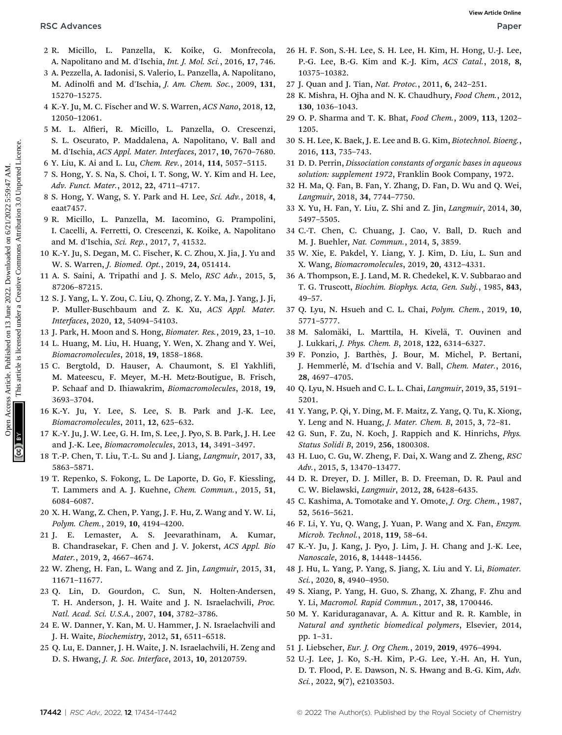2 R. Micillo, L. Panzella, K. Koike, G. Monfrecola, A. Napolitano and M. d'Ischia, *Int. J. Mol. Sci.*, 2016, **17**, 746.

3 A. Pezzella, A. Iadonisi, S. Valerio, L. Panzella, A. Napolitano, M. Adinolfi and M. d'Ischia, *J. Am. Chem. Soc.*, 2009, **131**, 15270–15275.

4 K.-Y. Ju, M. C. Fischer and W. S. Warren, *ACS Nano*, 2018, **12**, 12050–12061.

5 M. L. Alfieri, R. Micillo, L. Panzella, O. Crescenzi, S. L. Oscurato, P. Maddalena, A. Napolitano, V. Ball and M. d'Ischia, *ACS Appl. Mater. Interfaces*, 2017, **10**, 7670–7680.

6 Y. Liu, K. Ai and L. Lu, *Chem. Rev.*, 2014, **114**, 5057–5115.

7 S. Hong, Y. S. Na, S. Choi, I. T. Song, W. Y. Kim and H. Lee, *Adv. Funct. Mater.*, 2012, **22**, 4711–4717.

8 S. Hong, Y. Wang, S. Y. Park and H. Lee, *Sci. Adv.*, 2018, **4**, eaat7457.

9 R. Micillo, L. Panzella, M. Iacomino, G. Prampolini, I. Cacelli, A. Ferretti, O. Crescenzi, K. Koike, A. Napolitano and M. d'Ischia, *Sci. Rep.*, 2017, **7**, 41532.

10 K.-Y. Ju, S. Degan, M. C. Fischer, K. C. Zhou, X. Jia, J. Yu and W. S. Warren, *J. Biomed. Opt.*, 2019, **24**, 051414.

11 A. S. Saini, A. Tripathi and J. S. Melo, *RSC Adv.*, 2015, **5**, 87206–87215.

12 S. J. Yang, L. Y. Zou, C. Liu, Q. Zhong, Z. Y. Ma, J. Yang, J. Ji, P. Muller-Buschbaum and Z. K. Xu, *ACS Appl. Mater. Interfaces*, 2020, **12**, 54094–54103.

13 J. Park, H. Moon and S. Hong, *Biomater. Res.*, 2019, **23**, 1–10.

14 L. Huang, M. Liu, H. Huang, Y. Wen, X. Zhang and Y. Wei, *Biomacromolecules*, 2018, **19**, 1858–1868.

15 C. Bergtold, D. Hauser, A. Chaumont, S. El Yakhlifi, M. Mateescu, F. Meyer, M.-H. Metz-Boutigue, B. Frisch, P. Schaaf and D. Ihiawakrim, *Biomacromolecules*, 2018, **19**, 3693–3704.

16 K.-Y. Ju, Y. Lee, S. Lee, S. B. Park and J.-K. Lee, *Biomacromolecules*, 2011, **12**, 625–632.

17 K.-Y. Ju, J. W. Lee, G. H. Im, S. Lee, J. Pyo, S. B. Park, J. H. Lee and J.-K. Lee, *Biomacromolecules*, 2013, **14**, 3491–3497.

18 T.-P. Chen, T. Liu, T.-L. Su and J. Liang, *Langmuir*, 2017, **33**, 5863–5871.

19 T. Repenko, S. Fokong, L. De Laporte, D. Go, F. Kiessling, T. Lammers and A. J. Kuehne, *Chem. Commun.*, 2015, **51**, 6084–6087.

20 X. H. Wang, Z. Chen, P. Yang, J. F. Hu, Z. Wang and Y. W. Li, *Polym. Chem.*, 2019, **10**, 4194–4200.

21 J. E. Lemaster, A. S. Jeevarathinam, A. Kumar, B. Chandrasekar, F. Chen and J. V. Jokerst, *ACS Appl. Bio Mater.*, 2019, **2**, 4667–4674.

22 W. Zheng, H. Fan, L. Wang and Z. Jin, *Langmuir*, 2015, **31**, 11671–11677.

23 Q. Lin, D. Gourdon, C. Sun, N. Holten-Andersen, T. H. Anderson, J. H. Waite and J. N. Israelachvili, *Proc. Natl. Acad. Sci. U.S.A.*, 2007, **104**, 3782–3786.

24 E. W. Danner, Y. Kan, M. U. Hammer, J. N. Israelachvili and J. H. Waite, *Biochemistry*, 2012, **51**, 6511–6518.

25 Q. Lu, E. Danner, J. H. Waite, J. N. Israelachvili, H. Zeng and D. S. Hwang, *J. R. Soc. Interface*, 2013, **10**, 20120759.

26 H. F. Son, S.-H. Lee, S. H. Lee, H. Kim, H. Hong, U.-J. Lee, P.-G. Lee, B.-G. Kim and K.-J. Kim, *ACS Catal.*, 2018, **8**, 10375–10382.

27 J. Quan and J. Tian, *Nat. Protoc.*, 2011, **6**, 242–251.

28 K. Mishra, H. Ojha and N. K. Chaudhury, *Food Chem.*, 2012, **130**, 1036–1043.

29 O. P. Sharma and T. K. Bhat, *Food Chem.*, 2009, **113**, 1202–1205.

30 S. H. Lee, K. Baek, J. E. Lee and B. G. Kim, *Biotechnol. Bioeng.*, 2016, **113**, 735–743.

31 D. D. Perrin, *Dissociation constants of organic bases in aqueous solution: supplement 1972*, Franklin Book Company, 1972.

32 H. Ma, Q. Fan, B. Fan, Y. Zhang, D. Fan, D. Wu and Q. Wei, *Langmuir*, 2018, **34**, 7744–7750.

33 X. Yu, H. Fan, Y. Liu, Z. Shi and Z. Jin, *Langmuir*, 2014, **30**, 5497–5505.

34 C.-T. Chen, C. Chuang, J. Cao, V. Ball, D. Ruch and M. J. Buehler, *Nat. Commun.*, 2014, **5**, 3859.

35 W. Xie, E. Pakdel, Y. Liang, Y. J. Kim, D. Liu, L. Sun and X. Wang, *Biomacromolecules*, 2019, **20**, 4312–4331.

36 A. Thompson, E. J. Land, M. R. Chedekel, K. V. Subbarao and T. G. Truscott, *Biochim. Biophys. Acta, Gen. Subj.*, 1985, **843**, 49–57.

37 Q. Lyu, N. Hsueh and C. L. Chai, *Polym. Chem.*, 2019, **10**, 5771–5777.

38 M. Salomäki, L. Marttila, H. Kivelä, T. Ouvinen and J. Lukkari, *J. Phys. Chem. B*, 2018, **122**, 6314–6327.

39 F. Ponzio, J. Barthès, J. Bour, M. Michel, P. Bertani, J. Hemmerlé, M. d'Ischia and V. Ball, *Chem. Mater.*, 2016, **28**, 4697–4705.

40 Q. Lyu, N. Hsueh and C. L. L. Chai, *Langmuir*, 2019, **35**, 5191–5201.

41 Y. Yang, P. Qi, Y. Ding, M. F. Maitz, Z. Yang, Q. Tu, K. Xiong, Y. Leng and N. Huang, *J. Mater. Chem. B*, 2015, **3**, 72–81.

42 G. Sun, F. Zu, N. Koch, J. Rappich and K. Hinrichs, *Phys. Status Solidi B*, 2019, **256**, 1800308.

43 H. Luo, C. Gu, W. Zheng, F. Dai, X. Wang and Z. Zheng, *RSC Adv.*, 2015, **5**, 13470–13477.

44 D. R. Dreyer, D. J. Miller, B. D. Freeman, D. R. Paul and C. W. Bielawski, *Langmuir*, 2012, **28**, 6428–6435.

45 C. Kashima, A. Tomotake and Y. Omote, *J. Org. Chem.*, 1987, **52**, 5616–5621.

46 F. Li, Y. Yu, Q. Wang, J. Yuan, P. Wang and X. Fan, *Enzym. Microb. Technol.*, 2018, **119**, 58–64.

47 K.-Y. Ju, J. Kang, J. Pyo, J. Lim, J. H. Chang and J.-K. Lee, *Nanoscale*, 2016, **8**, 14448–14456.

48 J. Hu, L. Yang, P. Yang, S. Jiang, X. Liu and Y. Li, *Biomater. Sci.*, 2020, **8**, 4940–4950.

49 S. Xiang, P. Yang, H. Guo, S. Zhang, X. Zhang, F. Zhu and Y. Li, *Macromol. Rapid Commun.*, 2017, **38**, 1700446.

50 M. Y. Kariduraganavar, A. A. Kittur and R. R. Kamble, in *Natural and synthetic biomedical polymers*, Elsevier, 2014, pp. 1–31.

51 J. Liebscher, *Eur. J. Org Chem.*, 2019, **2019**, 4976–4994.

52 U.-J. Lee, J. Ko, S.-H. Kim, P.-G. Lee, Y.-H. An, H. Yun, D. T. Flood, P. E. Dawson, N. S. Hwang and B.-G. Kim, *Adv. Sci.*, 2022, **9**(7), e2103503.